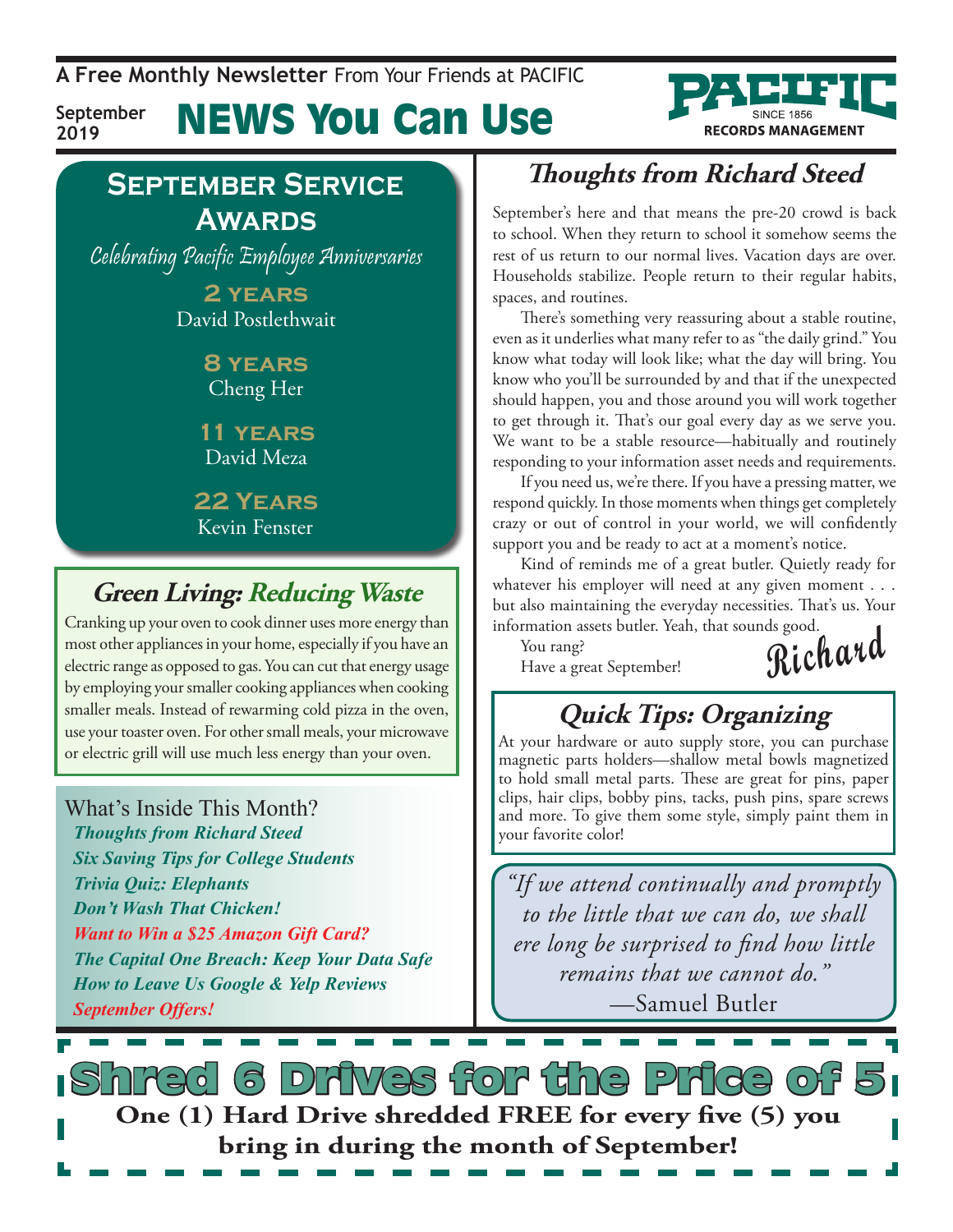**A Free Monthly Newsletter** From Your Friends at PACIFIC

September 2019

# NEWS You Can Use

PACIFIC SINCE 1856 RECORDS MANAGEMENT

## September Service Awards

*Celebrating Pacific Employee Anniversaries*

**2 YEARS**
David Postlethwait

**8 YEARS**
Cheng Her

**11 YEARS**
David Meza

**22 YEARS**
Kevin Fenster

## Green Living: Reducing Waste

Cranking up your oven to cook dinner uses more energy than most other appliances in your home, especially if you have an electric range as opposed to gas. You can cut that energy usage by employing your smaller cooking appliances when cooking smaller meals. Instead of rewarming cold pizza in the oven, use your toaster oven. For other small meals, your microwave or electric grill will use much less energy than your oven.

### What's Inside This Month?

- *Thoughts from Richard Steed*
- *Six Saving Tips for College Students*
- *Trivia Quiz: Elephants*
- *Don't Wash That Chicken!*
- *Want to Win a $25 Amazon Gift Card?*
- *The Capital One Breach: Keep Your Data Safe*
- *How to Leave Us Google & Yelp Reviews*
- *September Offers!*

## Thoughts from Richard Steed

September's here and that means the pre-20 crowd is back to school. When they return to school it somehow seems the rest of us return to our normal lives. Vacation days are over. Households stabilize. People return to their regular habits, spaces, and routines.

There's something very reassuring about a stable routine, even as it underlies what many refer to as "the daily grind." You know what today will look like; what the day will bring. You know who you'll be surrounded by and that if the unexpected should happen, you and those around you will work together to get through it. That's our goal every day as we serve you. We want to be a stable resource—habitually and routinely responding to your information asset needs and requirements.

If you need us, we're there. If you have a pressing matter, we respond quickly. In those moments when things get completely crazy or out of control in your world, we will confidently support you and be ready to act at a moment's notice.

Kind of reminds me of a great butler. Quietly ready for whatever his employer will need at any given moment . . . but also maintaining the everyday necessities. That's us. Your information assets butler. Yeah, that sounds good.

You rang?

Have a great September!

Richard

## Quick Tips: Organizing

At your hardware or auto supply store, you can purchase magnetic parts holders—shallow metal bowls magnetized to hold small metal parts. These are great for pins, paper clips, hair clips, bobby pins, tacks, push pins, spare screws and more. To give them some style, simply paint them in your favorite color!

*"If we attend continually and promptly to the little that we can do, we shall ere long be surprised to find how little remains that we cannot do."*
—Samuel Butler

## Shred 6 Drives for the Price of 5

**One (1) Hard Drive shredded FREE for every five (5) you bring in during the month of September!**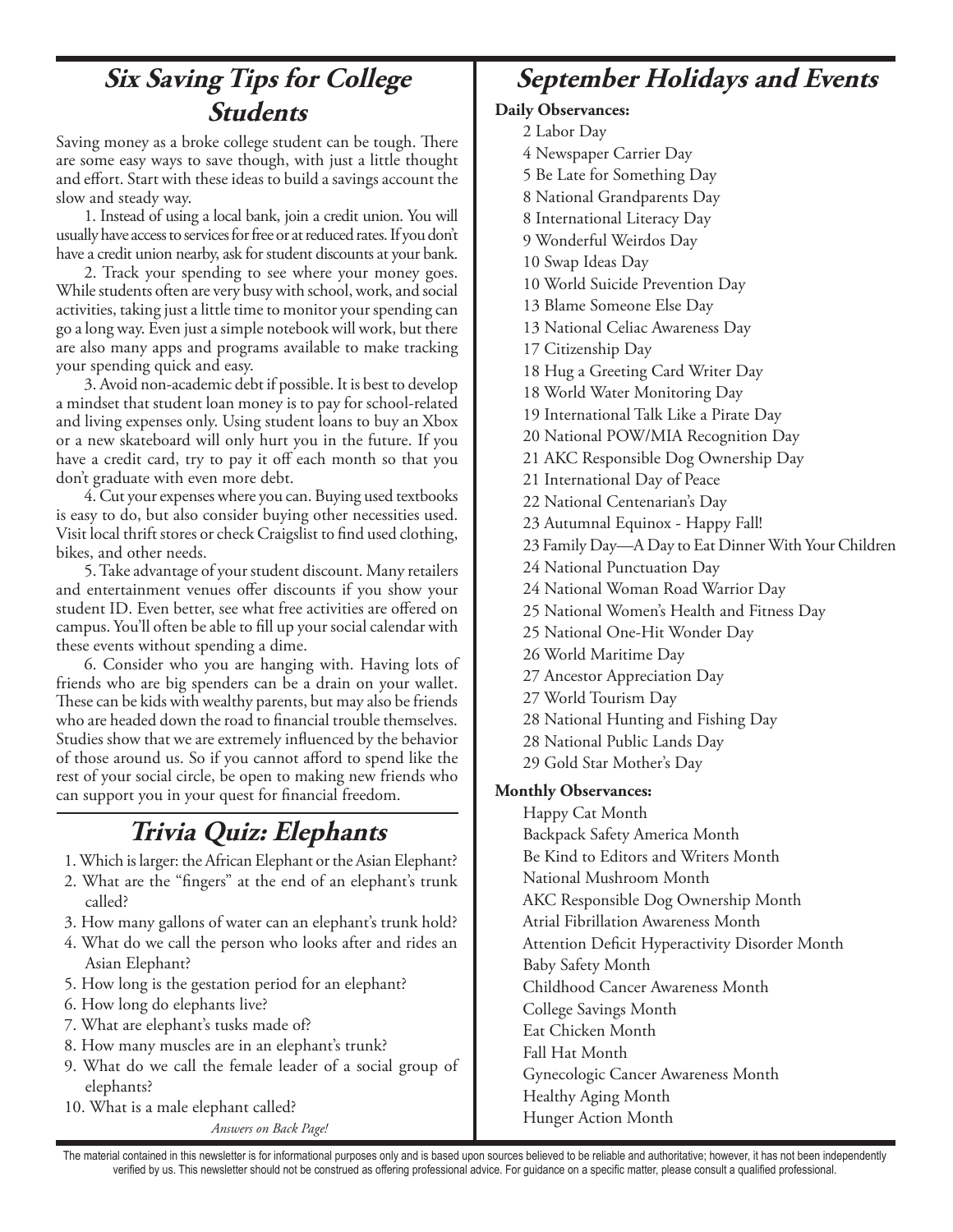## Six Saving Tips for College Students

Saving money as a broke college student can be tough. There are some easy ways to save though, with just a little thought and effort. Start with these ideas to build a savings account the slow and steady way.

1. Instead of using a local bank, join a credit union. You will usually have access to services for free or at reduced rates. If you don't have a credit union nearby, ask for student discounts at your bank.

2. Track your spending to see where your money goes. While students often are very busy with school, work, and social activities, taking just a little time to monitor your spending can go a long way. Even just a simple notebook will work, but there are also many apps and programs available to make tracking your spending quick and easy.

3. Avoid non-academic debt if possible. It is best to develop a mindset that student loan money is to pay for school-related and living expenses only. Using student loans to buy an Xbox or a new skateboard will only hurt you in the future. If you have a credit card, try to pay it off each month so that you don't graduate with even more debt.

4. Cut your expenses where you can. Buying used textbooks is easy to do, but also consider buying other necessities used. Visit local thrift stores or check Craigslist to find used clothing, bikes, and other needs.

5. Take advantage of your student discount. Many retailers and entertainment venues offer discounts if you show your student ID. Even better, see what free activities are offered on campus. You'll often be able to fill up your social calendar with these events without spending a dime.

6. Consider who you are hanging with. Having lots of friends who are big spenders can be a drain on your wallet. These can be kids with wealthy parents, but may also be friends who are headed down the road to financial trouble themselves. Studies show that we are extremely influenced by the behavior of those around us. So if you cannot afford to spend like the rest of your social circle, be open to making new friends who can support you in your quest for financial freedom.

## Trivia Quiz: Elephants

1. Which is larger: the African Elephant or the Asian Elephant?
2. What are the "fingers" at the end of an elephant's trunk called?
3. How many gallons of water can an elephant's trunk hold?
4. What do we call the person who looks after and rides an Asian Elephant?
5. How long is the gestation period for an elephant?
6. How long do elephants live?
7. What are elephant's tusks made of?
8. How many muscles are in an elephant's trunk?
9. What do we call the female leader of a social group of elephants?
10. What is a male elephant called?

*Answers on Back Page!*

## September Holidays and Events

**Daily Observances:**

2 Labor Day
4 Newspaper Carrier Day
5 Be Late for Something Day
8 National Grandparents Day
8 International Literacy Day
9 Wonderful Weirdos Day
10 Swap Ideas Day
10 World Suicide Prevention Day
13 Blame Someone Else Day
13 National Celiac Awareness Day
17 Citizenship Day
18 Hug a Greeting Card Writer Day
18 World Water Monitoring Day
19 International Talk Like a Pirate Day
20 National POW/MIA Recognition Day
21 AKC Responsible Dog Ownership Day
21 International Day of Peace
22 National Centenarian's Day
23 Autumnal Equinox - Happy Fall!
23 Family Day—A Day to Eat Dinner With Your Children
24 National Punctuation Day
24 National Woman Road Warrior Day
25 National Women's Health and Fitness Day
25 National One-Hit Wonder Day
26 World Maritime Day
27 Ancestor Appreciation Day
27 World Tourism Day
28 National Hunting and Fishing Day
28 National Public Lands Day
29 Gold Star Mother's Day

**Monthly Observances:**

Happy Cat Month
Backpack Safety America Month
Be Kind to Editors and Writers Month
National Mushroom Month
AKC Responsible Dog Ownership Month
Atrial Fibrillation Awareness Month
Attention Deficit Hyperactivity Disorder Month
Baby Safety Month
Childhood Cancer Awareness Month
College Savings Month
Eat Chicken Month
Fall Hat Month
Gynecologic Cancer Awareness Month
Healthy Aging Month
Hunger Action Month

The material contained in this newsletter is for informational purposes only and is based upon sources believed to be reliable and authoritative; however, it has not been independently verified by us. This newsletter should not be construed as offering professional advice. For guidance on a specific matter, please consult a qualified professional.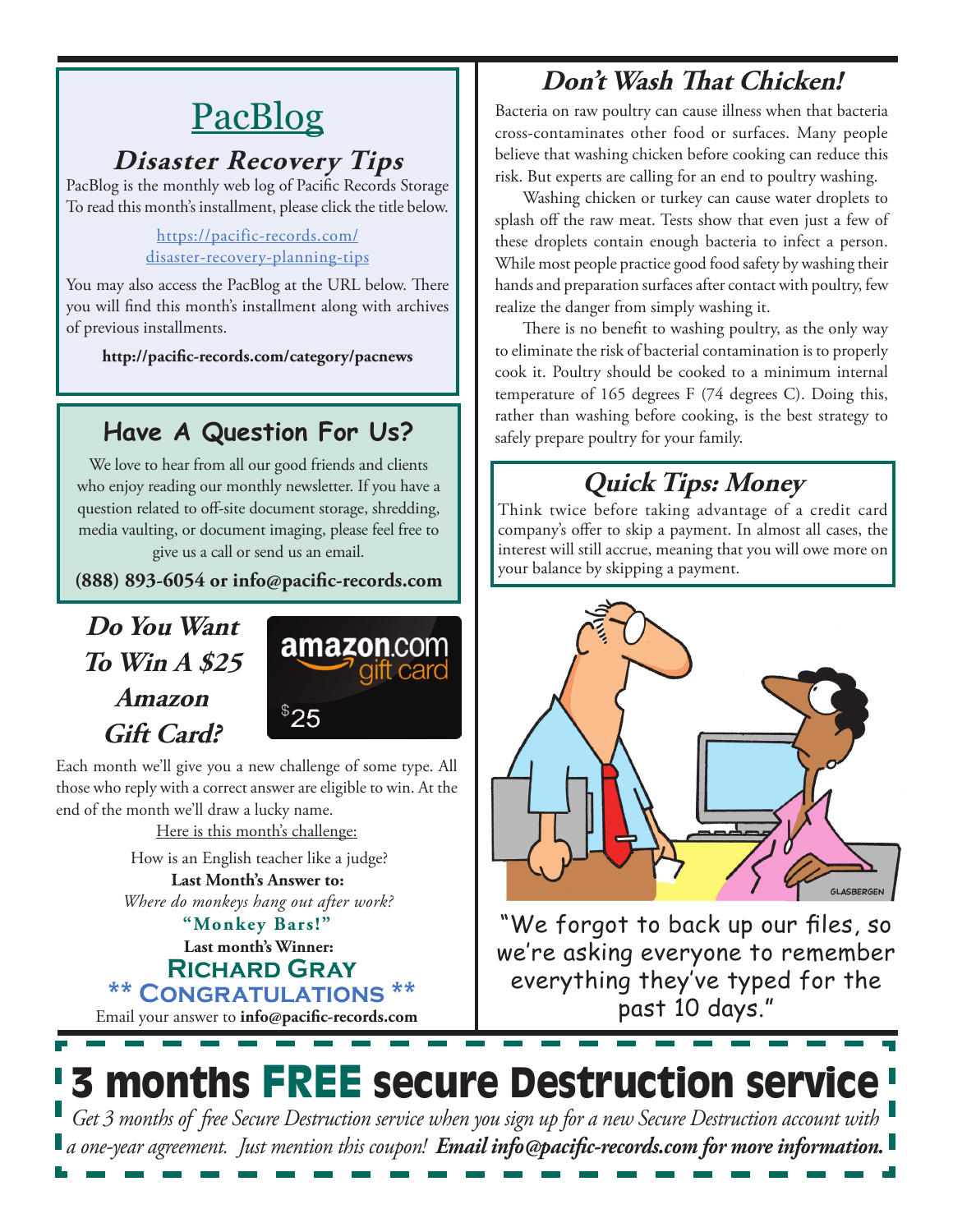# PacBlog

## *Disaster Recovery Tips*

PacBlog is the monthly web log of Pacific Records Storage To read this month's installment, please click the title below.

https://pacific-records.com/disaster-recovery-planning-tips

You may also access the PacBlog at the URL below. There you will find this month's installment along with archives of previous installments.

**http://pacific-records.com/category/pacnews**

## Have A Question For Us?

We love to hear from all our good friends and clients who enjoy reading our monthly newsletter. If you have a question related to off-site document storage, shredding, media vaulting, or document imaging, please feel free to give us a call or send us an email.

**(888) 893-6054 or info@pacific-records.com**

## *Do You Want To Win A $25 Amazon Gift Card?*

Each month we'll give you a new challenge of some type. All those who reply with a correct answer are eligible to win. At the end of the month we'll draw a lucky name.

Here is this month's challenge:

How is an English teacher like a judge?

**Last Month's Answer to:**

*Where do monkeys hang out after work?*

**"Monkey Bars!"**

**Last month's Winner:**

**RICHARD GRAY**

**\*\* CONGRATULATIONS \*\***

Email your answer to **info@pacific-records.com**

## *Don't Wash That Chicken!*

Bacteria on raw poultry can cause illness when that bacteria cross-contaminates other food or surfaces. Many people believe that washing chicken before cooking can reduce this risk. But experts are calling for an end to poultry washing.

Washing chicken or turkey can cause water droplets to splash off the raw meat. Tests show that even just a few of these droplets contain enough bacteria to infect a person. While most people practice good food safety by washing their hands and preparation surfaces after contact with poultry, few realize the danger from simply washing it.

There is no benefit to washing poultry, as the only way to eliminate the risk of bacterial contamination is to properly cook it. Poultry should be cooked to a minimum internal temperature of 165 degrees F (74 degrees C). Doing this, rather than washing before cooking, is the best strategy to safely prepare poultry for your family.

## *Quick Tips: Money*

Think twice before taking advantage of a credit card company's offer to skip a payment. In almost all cases, the interest will still accrue, meaning that you will owe more on your balance by skipping a payment.

"We forgot to back up our files, so we're asking everyone to remember everything they've typed for the past 10 days."

# 3 months FREE secure Destruction service

*Get 3 months of free Secure Destruction service when you sign up for a new Secure Destruction account with a one-year agreement. Just mention this coupon!* ***Email info@pacific-records.com for more information.***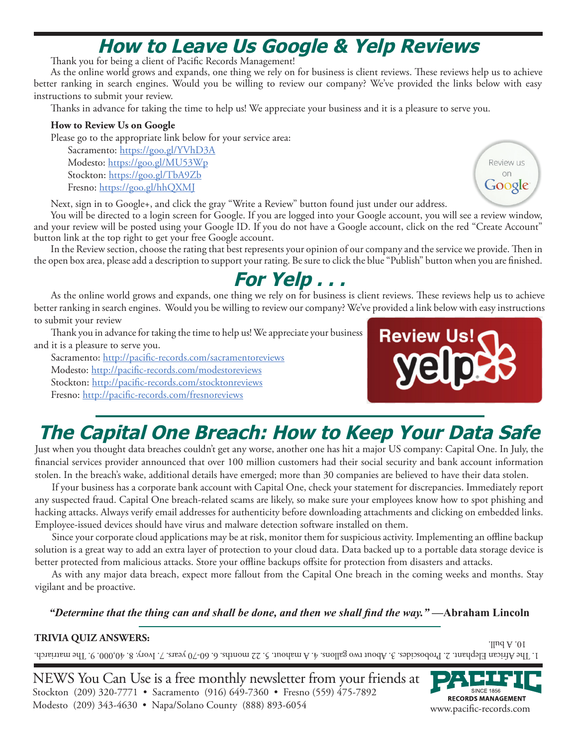# How to Leave Us Google & Yelp Reviews

Thank you for being a client of Pacific Records Management!

As the online world grows and expands, one thing we rely on for business is client reviews. These reviews help us to achieve better ranking in search engines. Would you be willing to review our company? We've provided the links below with easy instructions to submit your review.

Thanks in advance for taking the time to help us! We appreciate your business and it is a pleasure to serve you.

**How to Review Us on Google**

Please go to the appropriate link below for your service area:

Sacramento: https://goo.gl/YVhD3A
Modesto: https://goo.gl/MU53Wp
Stockton: https://goo.gl/TbA9Zb
Fresno: https://goo.gl/hhQXMJ

Next, sign in to Google+, and click the gray "Write a Review" button found just under our address.

You will be directed to a login screen for Google. If you are logged into your Google account, you will see a review window, and your review will be posted using your Google ID. If you do not have a Google account, click on the red "Create Account" button link at the top right to get your free Google account.

In the Review section, choose the rating that best represents your opinion of our company and the service we provide. Then in the open box area, please add a description to support your rating. Be sure to click the blue "Publish" button when you are finished.

# For Yelp . . .

As the online world grows and expands, one thing we rely on for business is client reviews. These reviews help us to achieve better ranking in search engines. Would you be willing to review our company? We've provided a link below with easy instructions to submit your review

Thank you in advance for taking the time to help us! We appreciate your business and it is a pleasure to serve you.

Sacramento: http://pacific-records.com/sacramentoreviews
Modesto: http://pacific-records.com/modestoreviews
Stockton: http://pacific-records.com/stocktonreviews
Fresno: http://pacific-records.com/fresnoreviews

# The Capital One Breach: How to Keep Your Data Safe

Just when you thought data breaches couldn't get any worse, another one has hit a major US company: Capital One. In July, the financial services provider announced that over 100 million customers had their social security and bank account information stolen. In the breach's wake, additional details have emerged; more than 30 companies are believed to have their data stolen.

If your business has a corporate bank account with Capital One, check your statement for discrepancies. Immediately report any suspected fraud. Capital One breach-related scams are likely, so make sure your employees know how to spot phishing and hacking attacks. Always verify email addresses for authenticity before downloading attachments and clicking on embedded links. Employee-issued devices should have virus and malware detection software installed on them.

Since your corporate cloud applications may be at risk, monitor them for suspicious activity. Implementing an offline backup solution is a great way to add an extra layer of protection to your cloud data. Data backed up to a portable data storage device is better protected from malicious attacks. Store your offline backups offsite for protection from disasters and attacks.

As with any major data breach, expect more fallout from the Capital One breach in the coming weeks and months. Stay vigilant and be proactive.

***"Determine that the thing can and shall be done, and then we shall find the way." —Abraham Lincoln***

**TRIVIA QUIZ ANSWERS:**

1. The African Elephant. 2. Proboscides. 3. About two gallons. 4. A mahout. 5. 22 months. 6. 60-70 years. 7. Ivory. 8. 40,000. 9. The matriarch. 10. A bull.

NEWS You Can Use is a free monthly newsletter from your friends at

Stockton (209) 320-7771 • Sacramento (916) 649-7360 • Fresno (559) 475-7892
Modesto (209) 343-4630 • Napa/Solano County (888) 893-6054

PACIFIC SINCE 1856 RECORDS MANAGEMENT
www.pacific-records.com